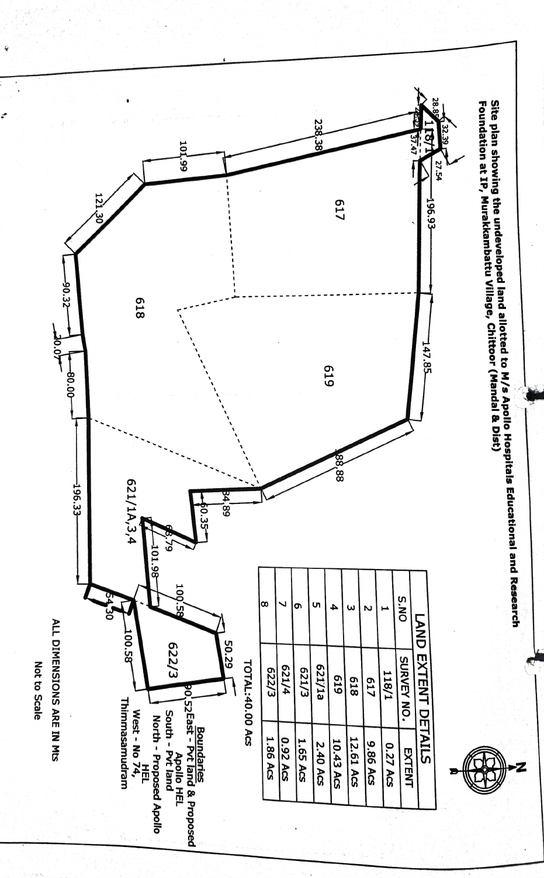# Site plan showing the undeveloped land allotted to M/s Apollo Hospitals Educational and Research Foundation at IP, Murakkambattu Village, Chittoor (Mandal & Dist)

N

617

618

619

118/1

621/1A,3,4

622/3

28.85 32.39 27.54 37.47 196.93 147.85 88.88 34.89 60.35 68.79 101.98 100.58 50.29 90.52 100.58 54.30 196.33 80.00 10.07 90.32 121.30 101.99 238.38

| LAND EXTENT DETAILS | | |
|---|---|---|
| S.NO | SURVEY NO. | EXTENT |
| 1 | 118/1 | 0.27 Acs |
| 2 | 617 | 9.86 Acs |
| 3 | 618 | 12.61 Acs |
| 4 | 619 | 10.43 Acs |
| 5 | 621/1a | 2.40 Acs |
| 6 | 621/3 | 1.65 Acs |
| 7 | 621/4 | 0.92 Acs |
| 8 | 622/3 | 1.86 Acs |

TOTAL:40.00 Acs

**Boundaries**

East - Pvt land & Proposed Apollo HEL

South - Pvt land

North - Proposed Apollo HEL

West - No 74, Thimmasamudram

ALL DIMENSIONS ARE IN Mts

Not to Scale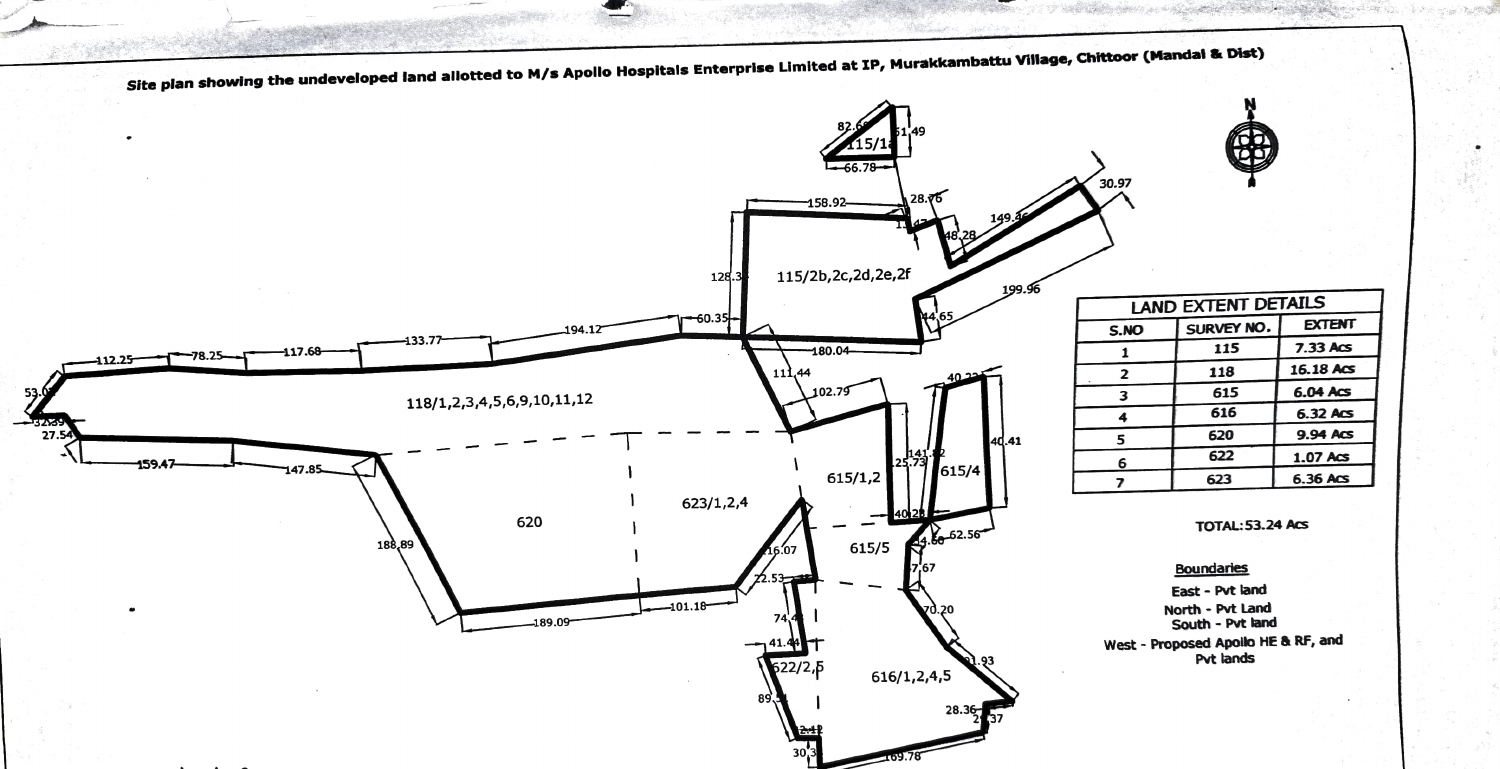**Site plan showing the undeveloped land allotted to M/s Apollo Hospitals Enterprise Limited at IP, Murakkambattu Village, Chittoor (Mandal & Dist)**

115/1a

115/2b,2c,2d,2e,2f

118/1,2,3,4,5,6,9,10,11,12

620

623/1,2,4

615/1,2

615/4

615/5

622/2,5

616/1,2,4,5

N

| LAND EXTENT DETAILS | | |
|---|---|---|
| S.NO | SURVEY NO. | EXTENT |
| 1 | 115 | 7.33 Acs |
| 2 | 118 | 16.18 Acs |
| 3 | 615 | 6.04 Acs |
| 4 | 616 | 6.32 Acs |
| 5 | 620 | 9.94 Acs |
| 6 | 622 | 1.07 Acs |
| 7 | 623 | 6.36 Acs |

TOTAL: 53.24 Acs

**Boundaries**

East - Pvt land

North - Pvt Land

South - Pvt land

West - Proposed Apollo HE & RF, and Pvt lands